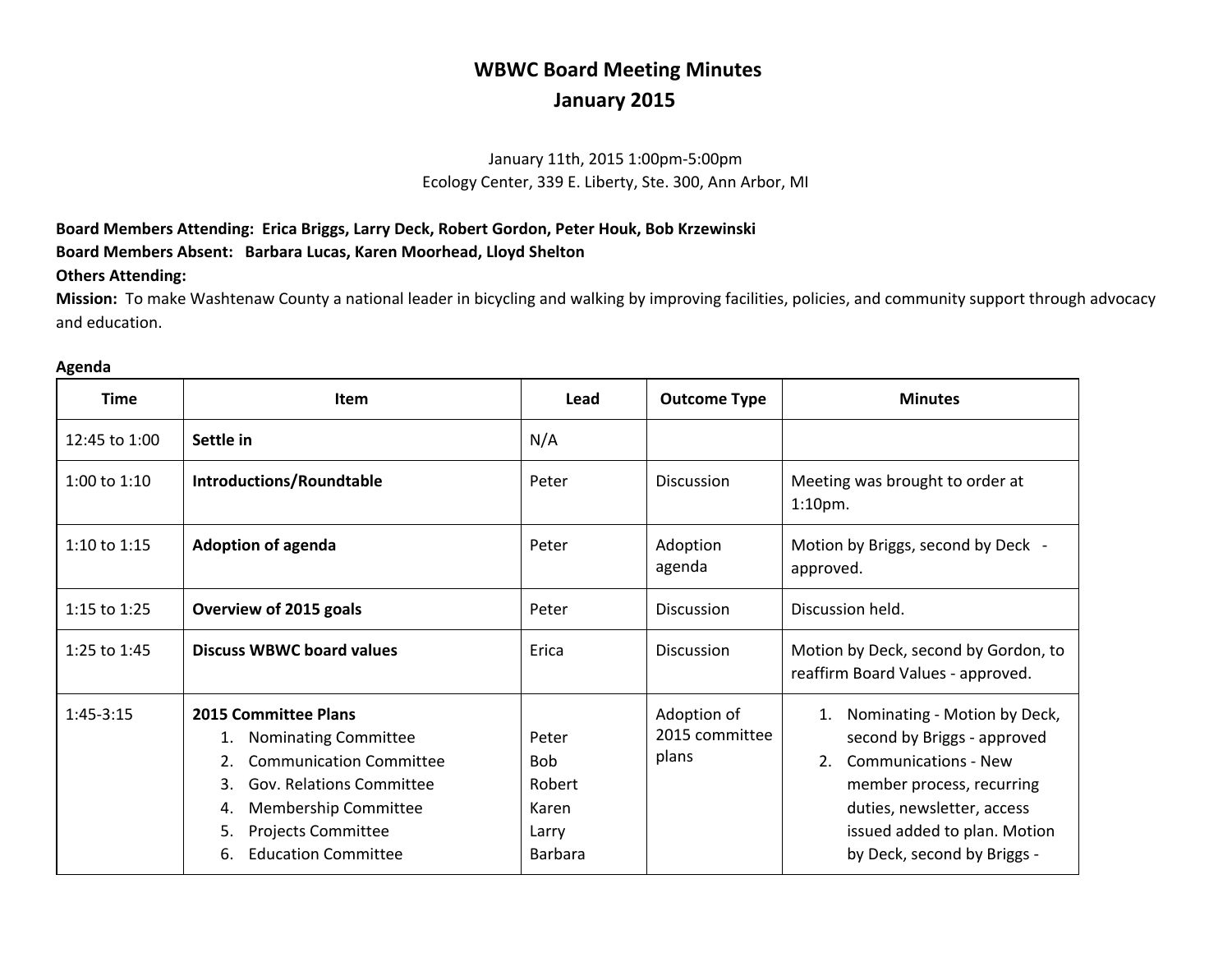# WBWC Board Meeting Minutes
## January 2015

January 11th, 2015 1:00pm-5:00pm
Ecology Center, 339 E. Liberty, Ste. 300, Ann Arbor, MI

**Board Members Attending: Erica Briggs, Larry Deck, Robert Gordon, Peter Houk, Bob Krzewinski**
**Board Members Absent: Barbara Lucas, Karen Moorhead, Lloyd Shelton**
**Others Attending:**
**Mission:** To make Washtenaw County a national leader in bicycling and walking by improving facilities, policies, and community support through advocacy and education.

**Agenda**

| Time | Item | Lead | Outcome Type | Minutes |
|---|---|---|---|---|
| 12:45 to 1:00 | **Settle in** | N/A | | |
| 1:00 to 1:10 | **Introductions/Roundtable** | Peter | Discussion | Meeting was brought to order at 1:10pm. |
| 1:10 to 1:15 | **Adoption of agenda** | Peter | Adoption agenda | Motion by Briggs, second by Deck - approved. |
| 1:15 to 1:25 | **Overview of 2015 goals** | Peter | Discussion | Discussion held. |
| 1:25 to 1:45 | **Discuss WBWC board values** | Erica | Discussion | Motion by Deck, second by Gordon, to reaffirm Board Values - approved. |
| 1:45-3:15 | **2015 Committee Plans**<br>1. Nominating Committee<br>2. Communication Committee<br>3. Gov. Relations Committee<br>4. Membership Committee<br>5. Projects Committee<br>6. Education Committee | <br>Peter<br>Bob<br>Robert<br>Karen<br>Larry<br>Barbara | Adoption of 2015 committee plans | 1. Nominating - Motion by Deck, second by Briggs - approved<br>2. Communications - New member process, recurring duties, newsletter, access issued added to plan. Motion by Deck, second by Briggs - |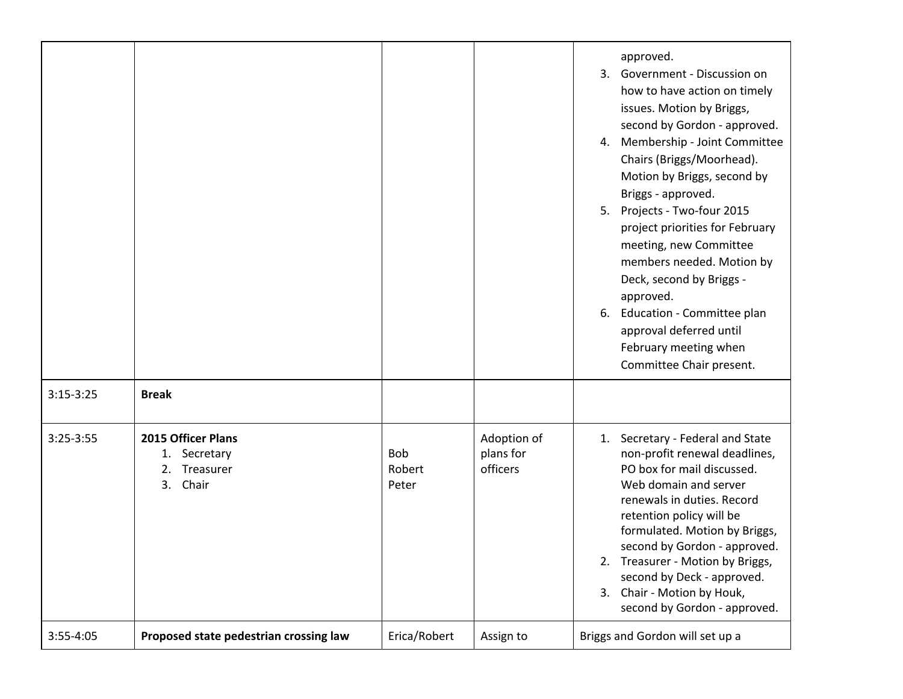| | | | | |
|---|---|---|---|---|
| | | | | approved.<br>3. Government - Discussion on how to have action on timely issues. Motion by Briggs, second by Gordon - approved.<br>4. Membership - Joint Committee Chairs (Briggs/Moorhead). Motion by Briggs, second by Briggs - approved.<br>5. Projects - Two-four 2015 project priorities for February meeting, new Committee members needed. Motion by Deck, second by Briggs - approved.<br>6. Education - Committee plan approval deferred until February meeting when Committee Chair present. |
| 3:15-3:25 | **Break** | | | |
| 3:25-3:55 | **2015 Officer Plans**<br>1. Secretary<br>2. Treasurer<br>3. Chair | <br>Bob<br>Robert<br>Peter | Adoption of plans for officers | 1. Secretary - Federal and State non-profit renewal deadlines, PO box for mail discussed. Web domain and server renewals in duties. Record retention policy will be formulated. Motion by Briggs, second by Gordon - approved.<br>2. Treasurer - Motion by Briggs, second by Deck - approved.<br>3. Chair - Motion by Houk, second by Gordon - approved. |
| 3:55-4:05 | **Proposed state pedestrian crossing law** | Erica/Robert | Assign to | Briggs and Gordon will set up a |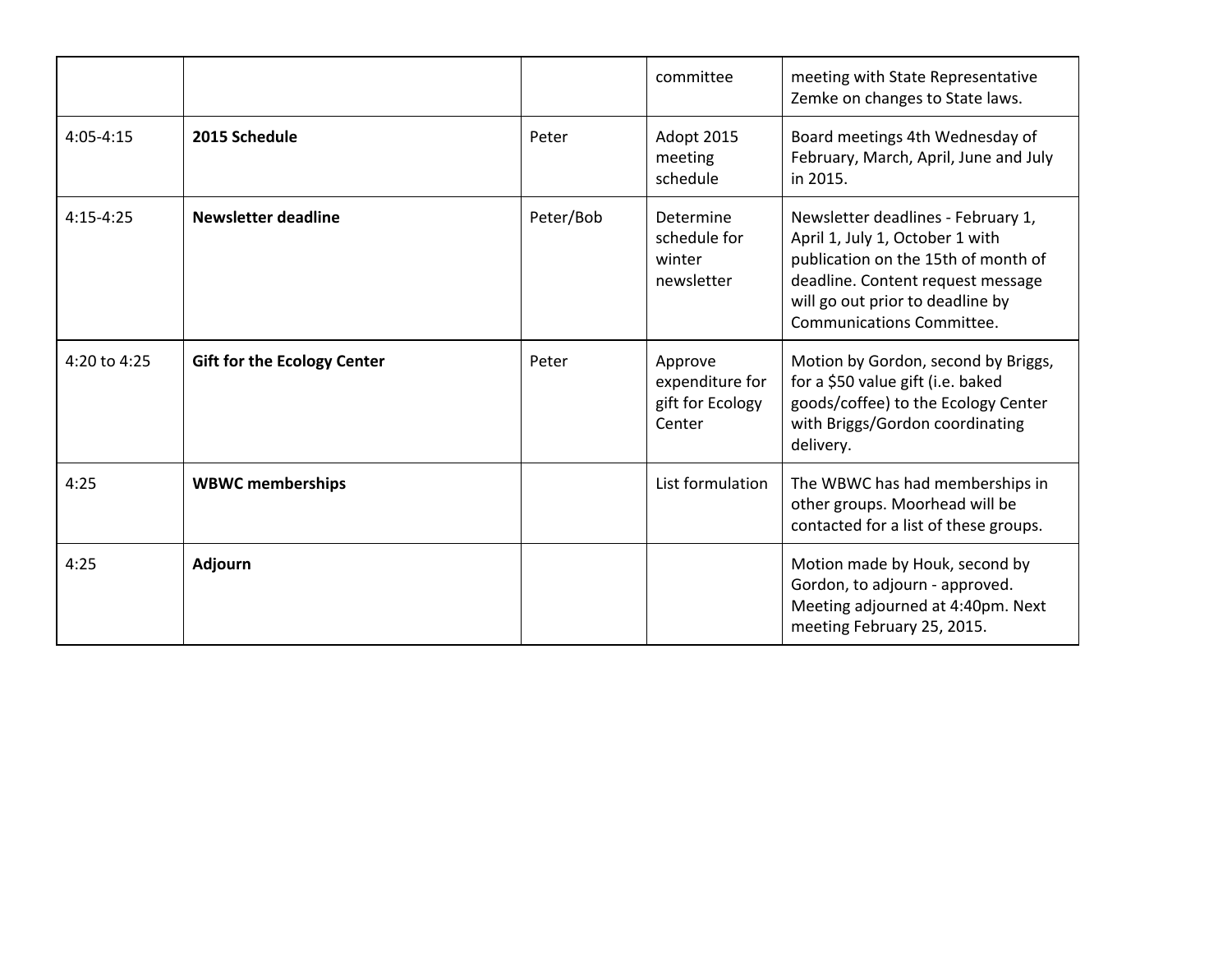| | | | | |
|---|---|---|---|---|
| | | | committee | meeting with State Representative Zemke on changes to State laws. |
| 4:05-4:15 | **2015 Schedule** | Peter | Adopt 2015 meeting schedule | Board meetings 4th Wednesday of February, March, April, June and July in 2015. |
| 4:15-4:25 | **Newsletter deadline** | Peter/Bob | Determine schedule for winter newsletter | Newsletter deadlines - February 1, April 1, July 1, October 1 with publication on the 15th of month of deadline. Content request message will go out prior to deadline by Communications Committee. |
| 4:20 to 4:25 | **Gift for the Ecology Center** | Peter | Approve expenditure for gift for Ecology Center | Motion by Gordon, second by Briggs, for a $50 value gift (i.e. baked goods/coffee) to the Ecology Center with Briggs/Gordon coordinating delivery. |
| 4:25 | **WBWC memberships** | | List formulation | The WBWC has had memberships in other groups. Moorhead will be contacted for a list of these groups. |
| 4:25 | **Adjourn** | | | Motion made by Houk, second by Gordon, to adjourn - approved. Meeting adjourned at 4:40pm. Next meeting February 25, 2015. |